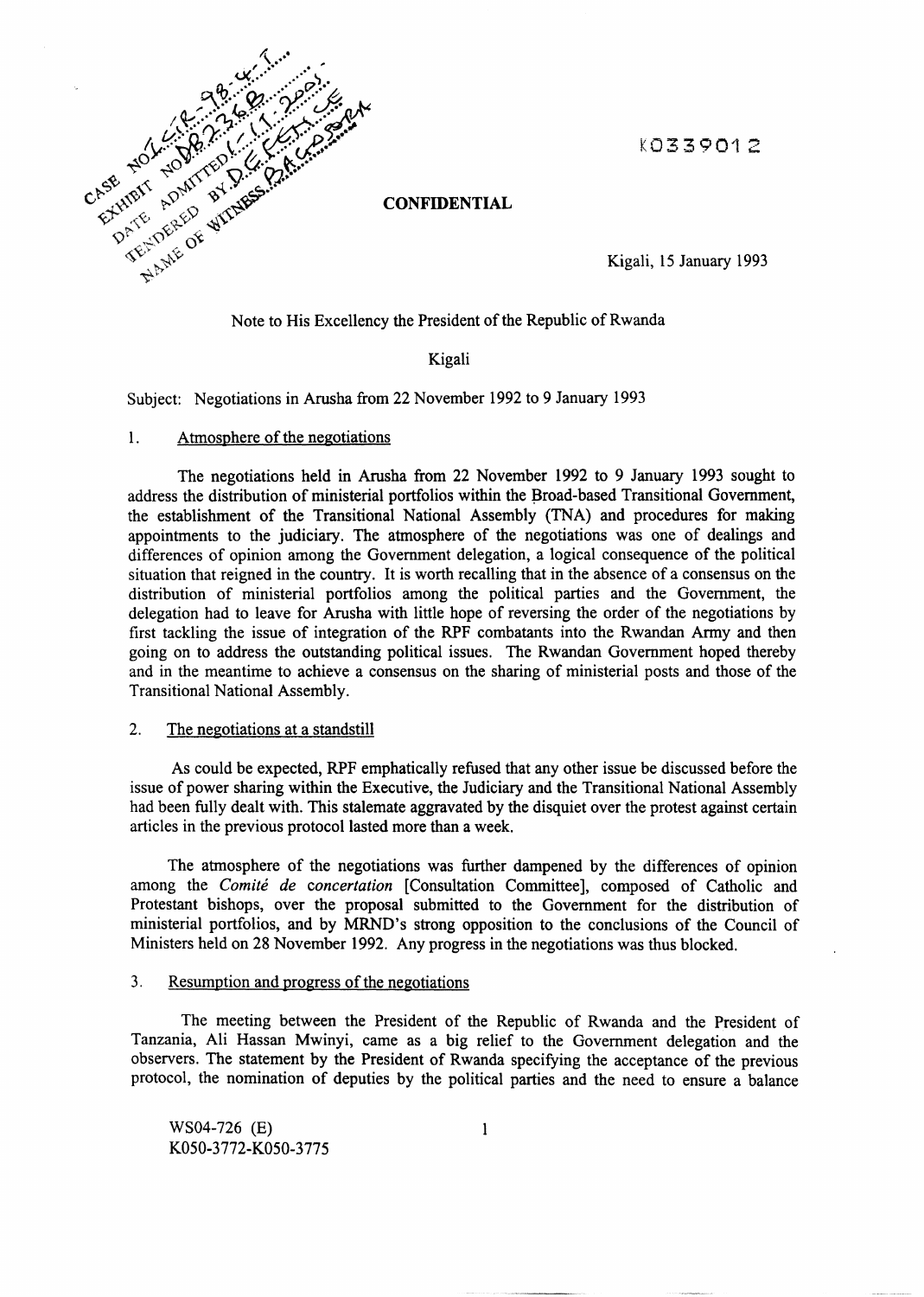CASE NO: ICTR-98-41-T
EXHIBIT NO: DB236B
DATE ADMITTED: 1-11-2005
TENDERED BY: DEFENCE
NAME OF WITNESS: BAGOSORA

K0339012

**CONFIDENTIAL**

Kigali, 15 January 1993

Note to His Excellency the President of the Republic of Rwanda

Kigali

Subject: Negotiations in Arusha from 22 November 1992 to 9 January 1993

1. Atmosphere of the negotiations

The negotiations held in Arusha from 22 November 1992 to 9 January 1993 sought to address the distribution of ministerial portfolios within the Broad-based Transitional Government, the establishment of the Transitional National Assembly (TNA) and procedures for making appointments to the judiciary. The atmosphere of the negotiations was one of dealings and differences of opinion among the Government delegation, a logical consequence of the political situation that reigned in the country. It is worth recalling that in the absence of a consensus on the distribution of ministerial portfolios among the political parties and the Government, the delegation had to leave for Arusha with little hope of reversing the order of the negotiations by first tackling the issue of integration of the RPF combatants into the Rwandan Army and then going on to address the outstanding political issues. The Rwandan Government hoped thereby and in the meantime to achieve a consensus on the sharing of ministerial posts and those of the Transitional National Assembly.

2. The negotiations at a standstill

As could be expected, RPF emphatically refused that any other issue be discussed before the issue of power sharing within the Executive, the Judiciary and the Transitional National Assembly had been fully dealt with. This stalemate aggravated by the disquiet over the protest against certain articles in the previous protocol lasted more than a week.

The atmosphere of the negotiations was further dampened by the differences of opinion among the *Comité de concertation* [Consultation Committee], composed of Catholic and Protestant bishops, over the proposal submitted to the Government for the distribution of ministerial portfolios, and by MRND's strong opposition to the conclusions of the Council of Ministers held on 28 November 1992. Any progress in the negotiations was thus blocked.

3. Resumption and progress of the negotiations

The meeting between the President of the Republic of Rwanda and the President of Tanzania, Ali Hassan Mwinyi, came as a big relief to the Government delegation and the observers. The statement by the President of Rwanda specifying the acceptance of the previous protocol, the nomination of deputies by the political parties and the need to ensure a balance

WS04-726 (E)
K050-3772-K050-3775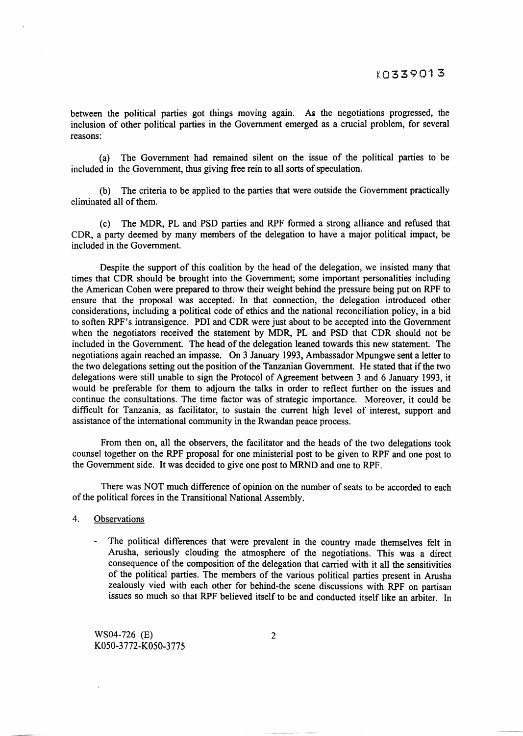between the political parties got things moving again. As the negotiations progressed, the inclusion of other political parties in the Government emerged as a crucial problem, for several reasons:

(a) The Government had remained silent on the issue of the political parties to be included in the Government, thus giving free rein to all sorts of speculation.

(b) The criteria to be applied to the parties that were outside the Government practically eliminated all of them.

(c) The MDR, PL and PSD parties and RPF formed a strong alliance and refused that CDR, a party deemed by many members of the delegation to have a major political impact, be included in the Government.

Despite the support of this coalition by the head of the delegation, we insisted many that times that CDR should be brought into the Government; some important personalities including the American Cohen were prepared to throw their weight behind the pressure being put on RPF to ensure that the proposal was accepted. In that connection, the delegation introduced other considerations, including a political code of ethics and the national reconciliation policy, in a bid to soften RPF's intransigence. PDI and CDR were just about to be accepted into the Government when the negotiators received the statement by MDR, PL and PSD that CDR should not be included in the Government. The head of the delegation leaned towards this new statement. The negotiations again reached an impasse. On 3 January 1993, Ambassador Mpungwe sent a letter to the two delegations setting out the position of the Tanzanian Government. He stated that if the two delegations were still unable to sign the Protocol of Agreement between 3 and 6 January 1993, it would be preferable for them to adjourn the talks in order to reflect further on the issues and continue the consultations. The time factor was of strategic importance. Moreover, it could be difficult for Tanzania, as facilitator, to sustain the current high level of interest, support and assistance of the international community in the Rwandan peace process.

From then on, all the observers, the facilitator and the heads of the two delegations took counsel together on the RPF proposal for one ministerial post to be given to RPF and one post to the Government side. It was decided to give one post to MRND and one to RPF.

There was NOT much difference of opinion on the number of seats to be accorded to each of the political forces in the Transitional National Assembly.

4. Observations

- The political differences that were prevalent in the country made themselves felt in Arusha, seriously clouding the atmosphere of the negotiations. This was a direct consequence of the composition of the delegation that carried with it all the sensitivities of the political parties. The members of the various political parties present in Arusha zealously vied with each other for behind-the scene discussions with RPF on partisan issues so much so that RPF believed itself to be and conducted itself like an arbiter. In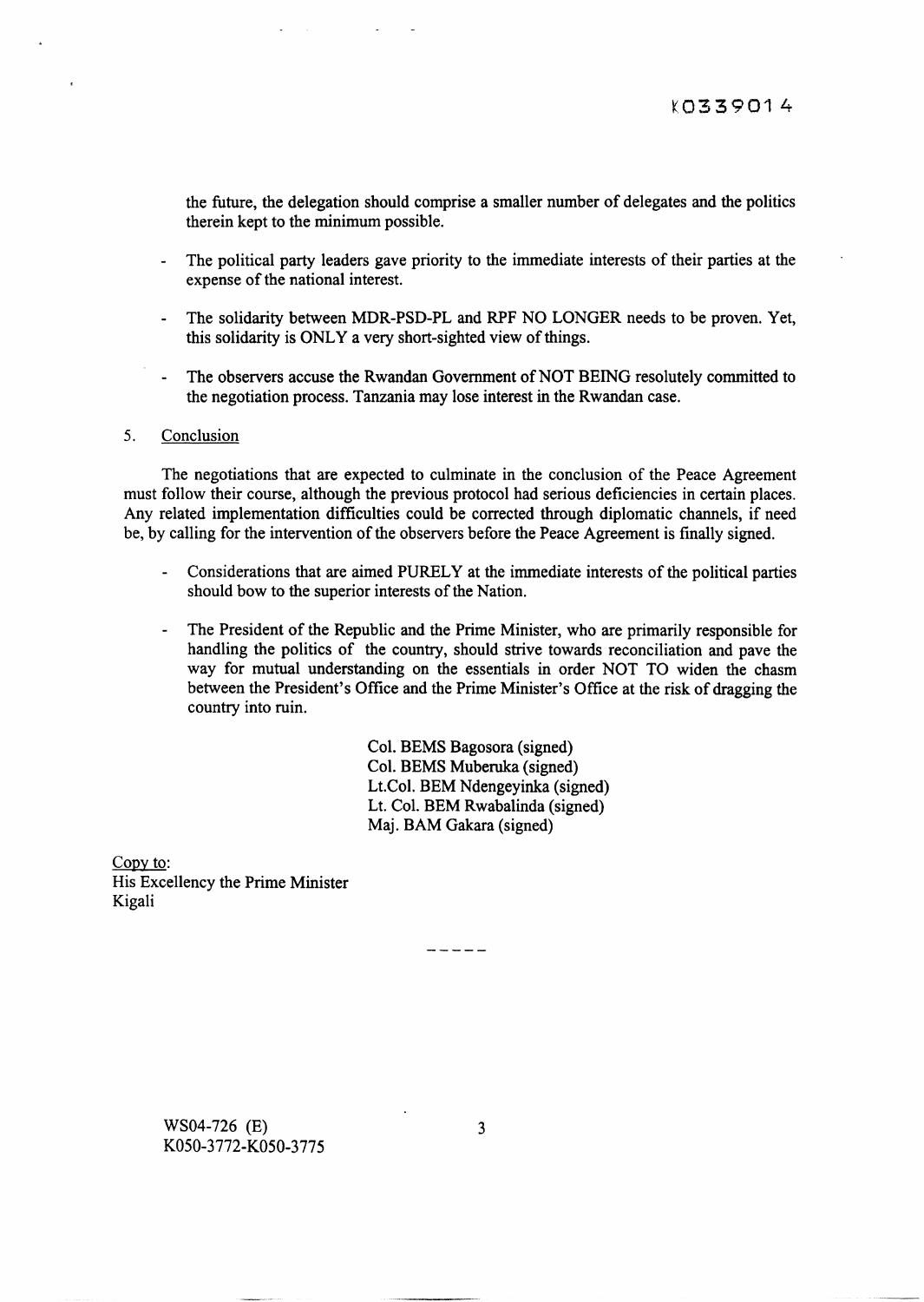the future, the delegation should comprise a smaller number of delegates and the politics therein kept to the minimum possible.

- The political party leaders gave priority to the immediate interests of their parties at the expense of the national interest.
- The solidarity between MDR-PSD-PL and RPF NO LONGER needs to be proven. Yet, this solidarity is ONLY a very short-sighted view of things.
- The observers accuse the Rwandan Government of NOT BEING resolutely committed to the negotiation process. Tanzania may lose interest in the Rwandan case.

5. Conclusion

The negotiations that are expected to culminate in the conclusion of the Peace Agreement must follow their course, although the previous protocol had serious deficiencies in certain places. Any related implementation difficulties could be corrected through diplomatic channels, if need be, by calling for the intervention of the observers before the Peace Agreement is finally signed.

- Considerations that are aimed PURELY at the immediate interests of the political parties should bow to the superior interests of the Nation.
- The President of the Republic and the Prime Minister, who are primarily responsible for handling the politics of the country, should strive towards reconciliation and pave the way for mutual understanding on the essentials in order NOT TO widen the chasm between the President's Office and the Prime Minister's Office at the risk of dragging the country into ruin.

Col. BEMS Bagosora (signed)
Col. BEMS Muberuka (signed)
Lt.Col. BEM Ndengeyinka (signed)
Lt. Col. BEM Rwabalinda (signed)
Maj. BAM Gakara (signed)

Copy to:
His Excellency the Prime Minister
Kigali

-----